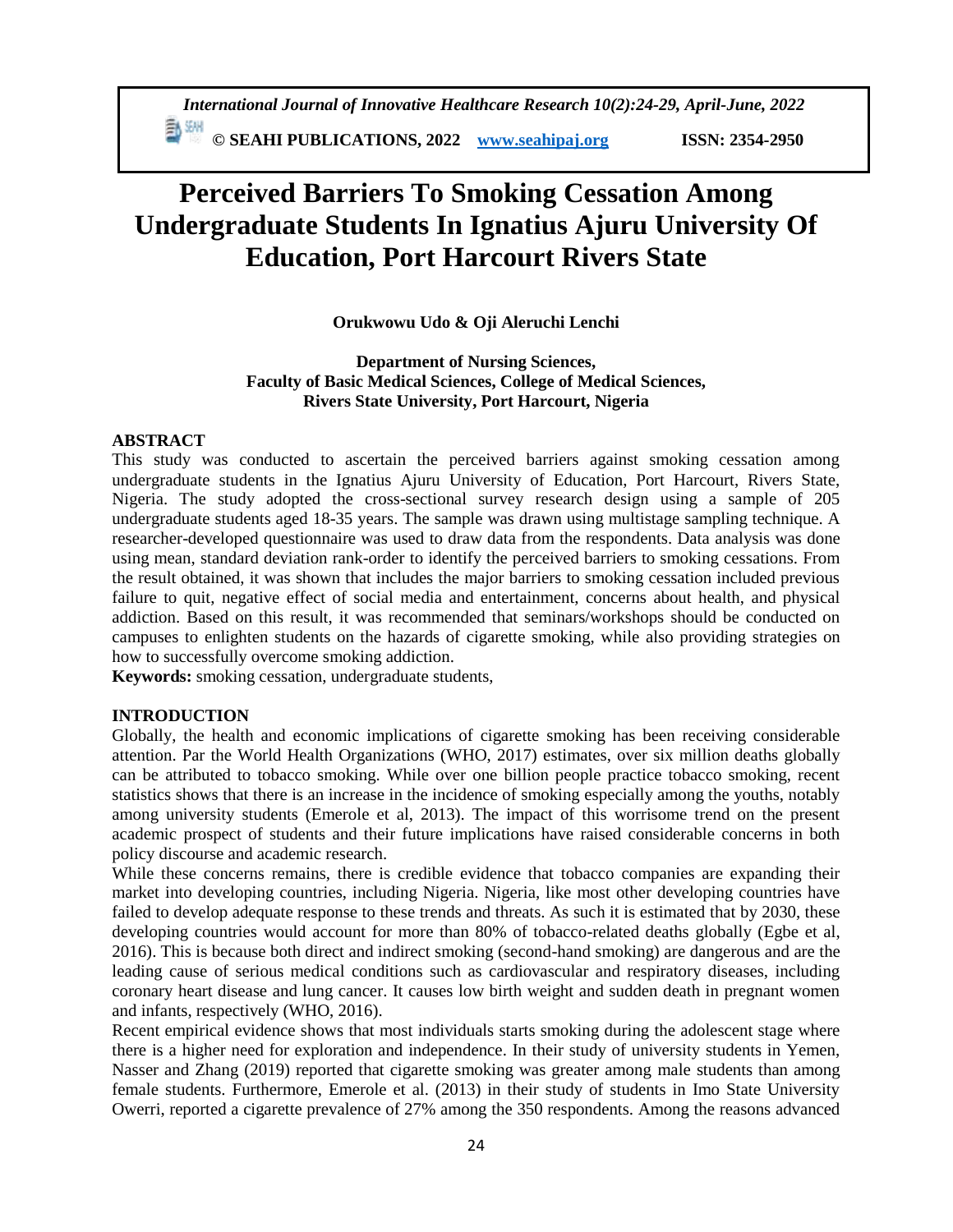# Perceived Barriers To Smoking Cessation Among Undergraduate Students In Ignatius Ajuru University Of Education, Port Harcourt Rivers State

**Orukwowu Udo & Oji Aleruchi Lenchi**

**Department of Nursing Sciences, Faculty of Basic Medical Sciences, College of Medical Sciences, Rivers State University, Port Harcourt, Nigeria**

## ABSTRACT

This study was conducted to ascertain the perceived barriers against smoking cessation among undergraduate students in the Ignatius Ajuru University of Education, Port Harcourt, Rivers State, Nigeria. The study adopted the cross-sectional survey research design using a sample of 205 undergraduate students aged 18-35 years. The sample was drawn using multistage sampling technique. A researcher-developed questionnaire was used to draw data from the respondents. Data analysis was done using mean, standard deviation rank-order to identify the perceived barriers to smoking cessations. From the result obtained, it was shown that includes the major barriers to smoking cessation included previous failure to quit, negative effect of social media and entertainment, concerns about health, and physical addiction. Based on this result, it was recommended that seminars/workshops should be conducted on campuses to enlighten students on the hazards of cigarette smoking, while also providing strategies on how to successfully overcome smoking addiction.

**Keywords:** smoking cessation, undergraduate students,

## INTRODUCTION

Globally, the health and economic implications of cigarette smoking has been receiving considerable attention. Par the World Health Organizations (WHO, 2017) estimates, over six million deaths globally can be attributed to tobacco smoking. While over one billion people practice tobacco smoking, recent statistics shows that there is an increase in the incidence of smoking especially among the youths, notably among university students (Emerole et al, 2013). The impact of this worrisome trend on the present academic prospect of students and their future implications have raised considerable concerns in both policy discourse and academic research.

While these concerns remains, there is credible evidence that tobacco companies are expanding their market into developing countries, including Nigeria. Nigeria, like most other developing countries have failed to develop adequate response to these trends and threats. As such it is estimated that by 2030, these developing countries would account for more than 80% of tobacco-related deaths globally (Egbe et al, 2016). This is because both direct and indirect smoking (second-hand smoking) are dangerous and are the leading cause of serious medical conditions such as cardiovascular and respiratory diseases, including coronary heart disease and lung cancer. It causes low birth weight and sudden death in pregnant women and infants, respectively (WHO, 2016).

Recent empirical evidence shows that most individuals starts smoking during the adolescent stage where there is a higher need for exploration and independence. In their study of university students in Yemen, Nasser and Zhang (2019) reported that cigarette smoking was greater among male students than among female students. Furthermore, Emerole et al. (2013) in their study of students in Imo State University Owerri, reported a cigarette prevalence of 27% among the 350 respondents. Among the reasons advanced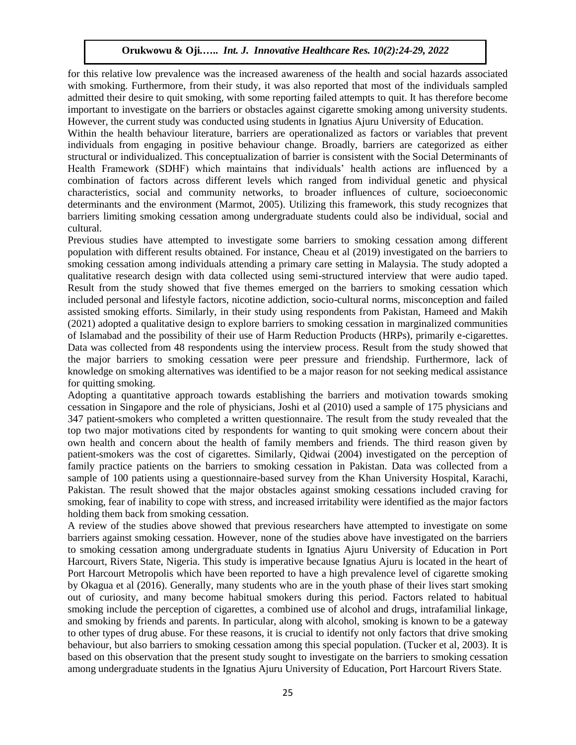for this relative low prevalence was the increased awareness of the health and social hazards associated with smoking. Furthermore, from their study, it was also reported that most of the individuals sampled admitted their desire to quit smoking, with some reporting failed attempts to quit. It has therefore become important to investigate on the barriers or obstacles against cigarette smoking among university students. However, the current study was conducted using students in Ignatius Ajuru University of Education.

Within the health behaviour literature, barriers are operationalized as factors or variables that prevent individuals from engaging in positive behaviour change. Broadly, barriers are categorized as either structural or individualized. This conceptualization of barrier is consistent with the Social Determinants of Health Framework (SDHF) which maintains that individuals' health actions are influenced by a combination of factors across different levels which ranged from individual genetic and physical characteristics, social and community networks, to broader influences of culture, socioeconomic determinants and the environment (Marmot, 2005). Utilizing this framework, this study recognizes that barriers limiting smoking cessation among undergraduate students could also be individual, social and cultural.

Previous studies have attempted to investigate some barriers to smoking cessation among different population with different results obtained. For instance, Cheau et al (2019) investigated on the barriers to smoking cessation among individuals attending a primary care setting in Malaysia. The study adopted a qualitative research design with data collected using semi-structured interview that were audio taped. Result from the study showed that five themes emerged on the barriers to smoking cessation which included personal and lifestyle factors, nicotine addiction, socio-cultural norms, misconception and failed assisted smoking efforts. Similarly, in their study using respondents from Pakistan, Hameed and Makih (2021) adopted a qualitative design to explore barriers to smoking cessation in marginalized communities of Islamabad and the possibility of their use of Harm Reduction Products (HRPs), primarily e-cigarettes. Data was collected from 48 respondents using the interview process. Result from the study showed that the major barriers to smoking cessation were peer pressure and friendship. Furthermore, lack of knowledge on smoking alternatives was identified to be a major reason for not seeking medical assistance for quitting smoking.

Adopting a quantitative approach towards establishing the barriers and motivation towards smoking cessation in Singapore and the role of physicians, Joshi et al (2010) used a sample of 175 physicians and 347 patient-smokers who completed a written questionnaire. The result from the study revealed that the top two major motivations cited by respondents for wanting to quit smoking were concern about their own health and concern about the health of family members and friends. The third reason given by patient-smokers was the cost of cigarettes. Similarly, Qidwai (2004) investigated on the perception of family practice patients on the barriers to smoking cessation in Pakistan. Data was collected from a sample of 100 patients using a questionnaire-based survey from the Khan University Hospital, Karachi, Pakistan. The result showed that the major obstacles against smoking cessations included craving for smoking, fear of inability to cope with stress, and increased irritability were identified as the major factors holding them back from smoking cessation.

A review of the studies above showed that previous researchers have attempted to investigate on some barriers against smoking cessation. However, none of the studies above have investigated on the barriers to smoking cessation among undergraduate students in Ignatius Ajuru University of Education in Port Harcourt, Rivers State, Nigeria. This study is imperative because Ignatius Ajuru is located in the heart of Port Harcourt Metropolis which have been reported to have a high prevalence level of cigarette smoking by Okagua et al (2016). Generally, many students who are in the youth phase of their lives start smoking out of curiosity, and many become habitual smokers during this period. Factors related to habitual smoking include the perception of cigarettes, a combined use of alcohol and drugs, intrafamilial linkage, and smoking by friends and parents. In particular, along with alcohol, smoking is known to be a gateway to other types of drug abuse. For these reasons, it is crucial to identify not only factors that drive smoking behaviour, but also barriers to smoking cessation among this special population. (Tucker et al, 2003). It is based on this observation that the present study sought to investigate on the barriers to smoking cessation among undergraduate students in the Ignatius Ajuru University of Education, Port Harcourt Rivers State.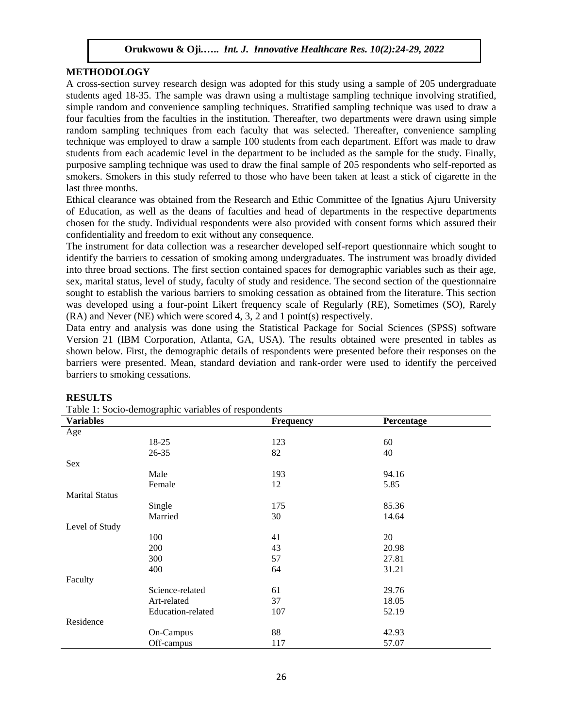## METHODOLOGY

A cross-section survey research design was adopted for this study using a sample of 205 undergraduate students aged 18-35. The sample was drawn using a multistage sampling technique involving stratified, simple random and convenience sampling techniques. Stratified sampling technique was used to draw a four faculties from the faculties in the institution. Thereafter, two departments were drawn using simple random sampling techniques from each faculty that was selected. Thereafter, convenience sampling technique was employed to draw a sample 100 students from each department. Effort was made to draw students from each academic level in the department to be included as the sample for the study. Finally, purposive sampling technique was used to draw the final sample of 205 respondents who self-reported as smokers. Smokers in this study referred to those who have been taken at least a stick of cigarette in the last three months.

Ethical clearance was obtained from the Research and Ethic Committee of the Ignatius Ajuru University of Education, as well as the deans of faculties and head of departments in the respective departments chosen for the study. Individual respondents were also provided with consent forms which assured their confidentiality and freedom to exit without any consequence.

The instrument for data collection was a researcher developed self-report questionnaire which sought to identify the barriers to cessation of smoking among undergraduates. The instrument was broadly divided into three broad sections. The first section contained spaces for demographic variables such as their age, sex, marital status, level of study, faculty of study and residence. The second section of the questionnaire sought to establish the various barriers to smoking cessation as obtained from the literature. This section was developed using a four-point Likert frequency scale of Regularly (RE), Sometimes (SO), Rarely (RA) and Never (NE) which were scored 4, 3, 2 and 1 point(s) respectively.

Data entry and analysis was done using the Statistical Package for Social Sciences (SPSS) software Version 21 (IBM Corporation, Atlanta, GA, USA). The results obtained were presented in tables as shown below. First, the demographic details of respondents were presented before their responses on the barriers were presented. Mean, standard deviation and rank-order were used to identify the perceived barriers to smoking cessations.

## RESULTS

Table 1: Socio-demographic variables of respondents

| Variables | | Frequency | Percentage |
|---|---|---|---|
| Age | | | |
| | 18-25 | 123 | 60 |
| | 26-35 | 82 | 40 |
| Sex | | | |
| | Male | 193 | 94.16 |
| | Female | 12 | 5.85 |
| Marital Status | | | |
| | Single | 175 | 85.36 |
| | Married | 30 | 14.64 |
| Level of Study | | | |
| | 100 | 41 | 20 |
| | 200 | 43 | 20.98 |
| | 300 | 57 | 27.81 |
| | 400 | 64 | 31.21 |
| Faculty | | | |
| | Science-related | 61 | 29.76 |
| | Art-related | 37 | 18.05 |
| | Education-related | 107 | 52.19 |
| Residence | | | |
| | On-Campus | 88 | 42.93 |
| | Off-campus | 117 | 57.07 |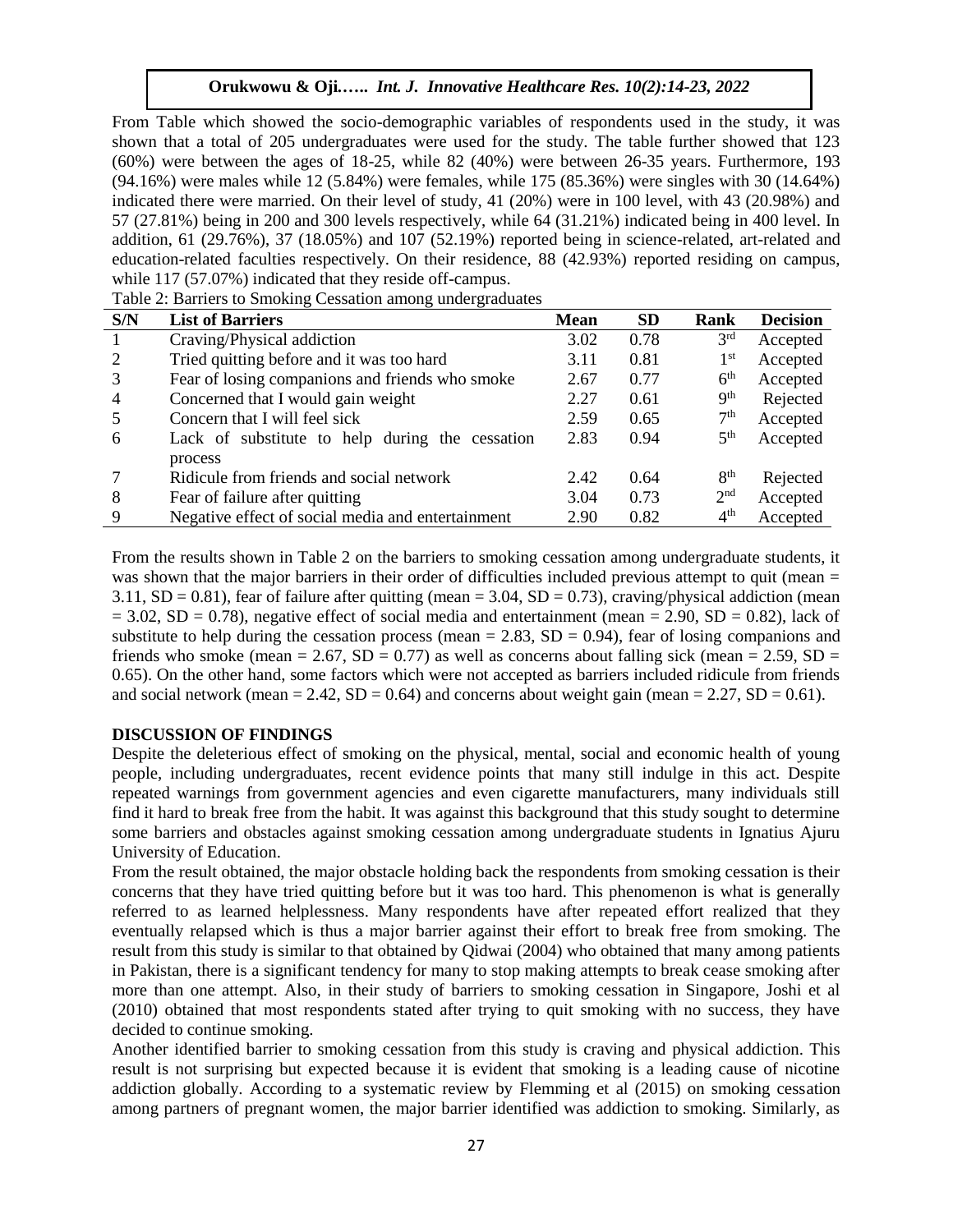From Table which showed the socio-demographic variables of respondents used in the study, it was shown that a total of 205 undergraduates were used for the study. The table further showed that 123 (60%) were between the ages of 18-25, while 82 (40%) were between 26-35 years. Furthermore, 193 (94.16%) were males while 12 (5.84%) were females, while 175 (85.36%) were singles with 30 (14.64%) indicated there were married. On their level of study, 41 (20%) were in 100 level, with 43 (20.98%) and 57 (27.81%) being in 200 and 300 levels respectively, while 64 (31.21%) indicated being in 400 level. In addition, 61 (29.76%), 37 (18.05%) and 107 (52.19%) reported being in science-related, art-related and education-related faculties respectively. On their residence, 88 (42.93%) reported residing on campus, while 117 (57.07%) indicated that they reside off-campus.

Table 2: Barriers to Smoking Cessation among undergraduates

| S/N | List of Barriers | Mean | SD | Rank | Decision |
|---|---|---|---|---|---|
| 1 | Craving/Physical addiction | 3.02 | 0.78 | 3rd | Accepted |
| 2 | Tried quitting before and it was too hard | 3.11 | 0.81 | 1st | Accepted |
| 3 | Fear of losing companions and friends who smoke | 2.67 | 0.77 | 6th | Accepted |
| 4 | Concerned that I would gain weight | 2.27 | 0.61 | 9th | Rejected |
| 5 | Concern that I will feel sick | 2.59 | 0.65 | 7th | Accepted |
| 6 | Lack of substitute to help during the cessation process | 2.83 | 0.94 | 5th | Accepted |
| 7 | Ridicule from friends and social network | 2.42 | 0.64 | 8th | Rejected |
| 8 | Fear of failure after quitting | 3.04 | 0.73 | 2nd | Accepted |
| 9 | Negative effect of social media and entertainment | 2.90 | 0.82 | 4th | Accepted |

From the results shown in Table 2 on the barriers to smoking cessation among undergraduate students, it was shown that the major barriers in their order of difficulties included previous attempt to quit (mean = 3.11, SD = 0.81), fear of failure after quitting (mean = 3.04, SD = 0.73), craving/physical addiction (mean = 3.02, SD = 0.78), negative effect of social media and entertainment (mean = 2.90, SD = 0.82), lack of substitute to help during the cessation process (mean = 2.83, SD = 0.94), fear of losing companions and friends who smoke (mean = 2.67, SD = 0.77) as well as concerns about falling sick (mean = 2.59, SD = 0.65). On the other hand, some factors which were not accepted as barriers included ridicule from friends and social network (mean = 2.42, SD = 0.64) and concerns about weight gain (mean = 2.27, SD = 0.61).

## DISCUSSION OF FINDINGS

Despite the deleterious effect of smoking on the physical, mental, social and economic health of young people, including undergraduates, recent evidence points that many still indulge in this act. Despite repeated warnings from government agencies and even cigarette manufacturers, many individuals still find it hard to break free from the habit. It was against this background that this study sought to determine some barriers and obstacles against smoking cessation among undergraduate students in Ignatius Ajuru University of Education.

From the result obtained, the major obstacle holding back the respondents from smoking cessation is their concerns that they have tried quitting before but it was too hard. This phenomenon is what is generally referred to as learned helplessness. Many respondents have after repeated effort realized that they eventually relapsed which is thus a major barrier against their effort to break free from smoking. The result from this study is similar to that obtained by Qidwai (2004) who obtained that many among patients in Pakistan, there is a significant tendency for many to stop making attempts to break cease smoking after more than one attempt. Also, in their study of barriers to smoking cessation in Singapore, Joshi et al (2010) obtained that most respondents stated after trying to quit smoking with no success, they have decided to continue smoking.

Another identified barrier to smoking cessation from this study is craving and physical addiction. This result is not surprising but expected because it is evident that smoking is a leading cause of nicotine addiction globally. According to a systematic review by Flemming et al (2015) on smoking cessation among partners of pregnant women, the major barrier identified was addiction to smoking. Similarly, as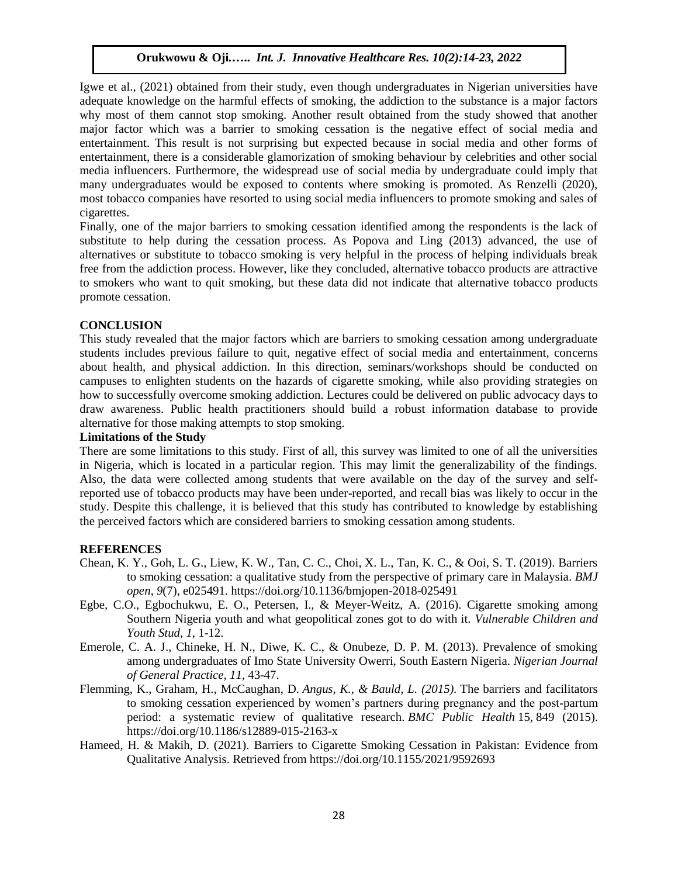Igwe et al., (2021) obtained from their study, even though undergraduates in Nigerian universities have adequate knowledge on the harmful effects of smoking, the addiction to the substance is a major factors why most of them cannot stop smoking. Another result obtained from the study showed that another major factor which was a barrier to smoking cessation is the negative effect of social media and entertainment. This result is not surprising but expected because in social media and other forms of entertainment, there is a considerable glamorization of smoking behaviour by celebrities and other social media influencers. Furthermore, the widespread use of social media by undergraduate could imply that many undergraduates would be exposed to contents where smoking is promoted. As Renzelli (2020), most tobacco companies have resorted to using social media influencers to promote smoking and sales of cigarettes.

Finally, one of the major barriers to smoking cessation identified among the respondents is the lack of substitute to help during the cessation process. As Popova and Ling (2013) advanced, the use of alternatives or substitute to tobacco smoking is very helpful in the process of helping individuals break free from the addiction process. However, like they concluded, alternative tobacco products are attractive to smokers who want to quit smoking, but these data did not indicate that alternative tobacco products promote cessation.

## CONCLUSION

This study revealed that the major factors which are barriers to smoking cessation among undergraduate students includes previous failure to quit, negative effect of social media and entertainment, concerns about health, and physical addiction. In this direction, seminars/workshops should be conducted on campuses to enlighten students on the hazards of cigarette smoking, while also providing strategies on how to successfully overcome smoking addiction. Lectures could be delivered on public advocacy days to draw awareness. Public health practitioners should build a robust information database to provide alternative for those making attempts to stop smoking.

### Limitations of the Study

There are some limitations to this study. First of all, this survey was limited to one of all the universities in Nigeria, which is located in a particular region. This may limit the generalizability of the findings. Also, the data were collected among students that were available on the day of the survey and self-reported use of tobacco products may have been under-reported, and recall bias was likely to occur in the study. Despite this challenge, it is believed that this study has contributed to knowledge by establishing the perceived factors which are considered barriers to smoking cessation among students.

## REFERENCES

Chean, K. Y., Goh, L. G., Liew, K. W., Tan, C. C., Choi, X. L., Tan, K. C., & Ooi, S. T. (2019). Barriers to smoking cessation: a qualitative study from the perspective of primary care in Malaysia. *BMJ open*, *9*(7), e025491. https://doi.org/10.1136/bmjopen-2018-025491

Egbe, C.O., Egbochukwu, E. O., Petersen, I., & Meyer-Weitz, A. (2016). Cigarette smoking among Southern Nigeria youth and what geopolitical zones got to do with it. *Vulnerable Children and Youth Stud*, *1*, 1-12.

Emerole, C. A. J., Chineke, H. N., Diwe, K. C., & Onubeze, D. P. M. (2013). Prevalence of smoking among undergraduates of Imo State University Owerri, South Eastern Nigeria. *Nigerian Journal of General Practice, 11*, 43-47.

Flemming, K., Graham, H., McCaughan, D. *Angus, K., & Bauld, L. (2015).* The barriers and facilitators to smoking cessation experienced by women's partners during pregnancy and the post-partum period: a systematic review of qualitative research. *BMC Public Health* 15, 849 (2015). https://doi.org/10.1186/s12889-015-2163-x

Hameed, H. & Makih, D. (2021). Barriers to Cigarette Smoking Cessation in Pakistan: Evidence from Qualitative Analysis. Retrieved from https://doi.org/10.1155/2021/9592693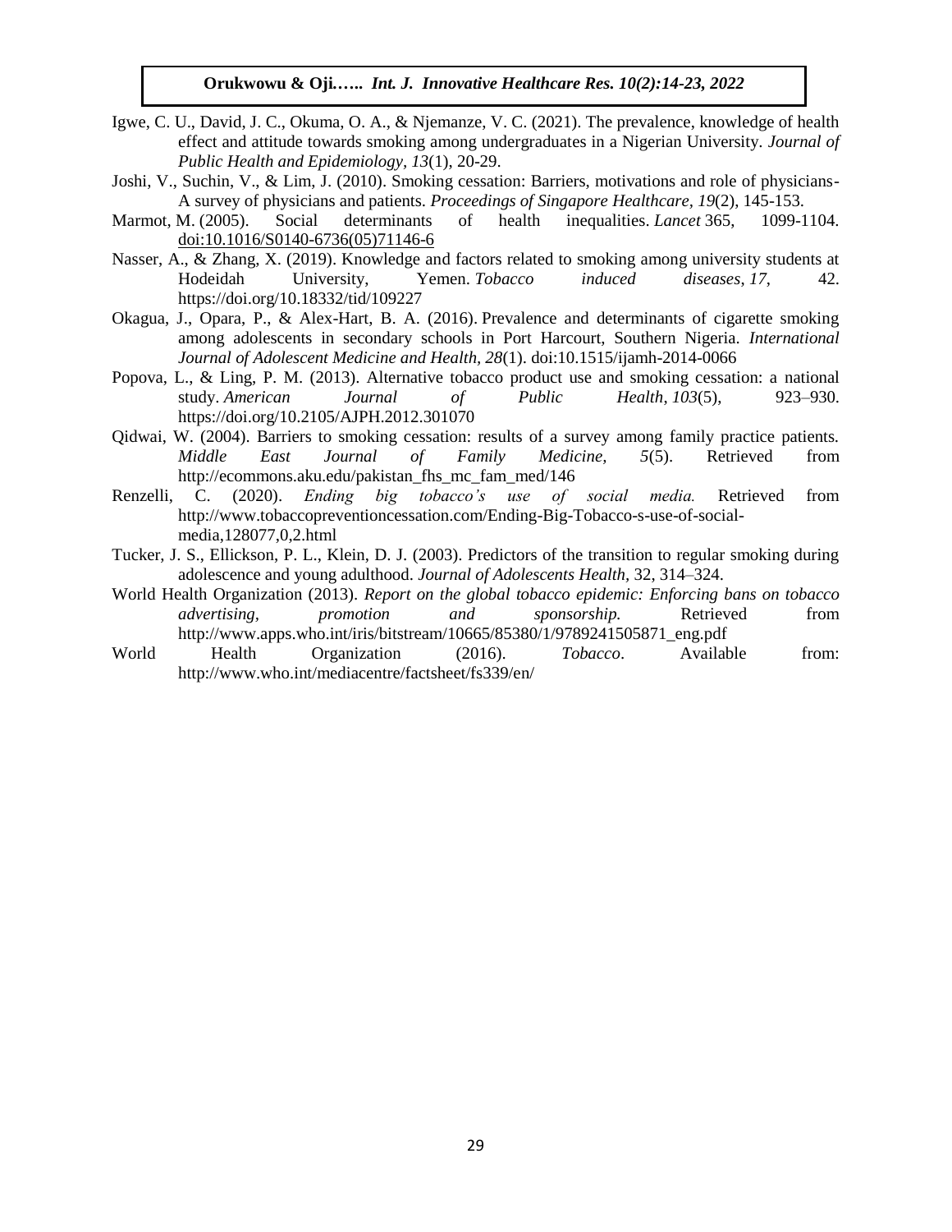Igwe, C. U., David, J. C., Okuma, O. A., & Njemanze, V. C. (2021). The prevalence, knowledge of health effect and attitude towards smoking among undergraduates in a Nigerian University. *Journal of Public Health and Epidemiology, 13*(1), 20-29.

Joshi, V., Suchin, V., & Lim, J. (2010). Smoking cessation: Barriers, motivations and role of physicians- A survey of physicians and patients. *Proceedings of Singapore Healthcare, 19*(2), 145-153.

Marmot, M. (2005). Social determinants of health inequalities. *Lancet* 365, 1099-1104. doi:10.1016/S0140-6736(05)71146-6

Nasser, A., & Zhang, X. (2019). Knowledge and factors related to smoking among university students at Hodeidah University, Yemen. *Tobacco induced diseases*, *17*, 42. https://doi.org/10.18332/tid/109227

Okagua, J., Opara, P., & Alex-Hart, B. A. (2016). Prevalence and determinants of cigarette smoking among adolescents in secondary schools in Port Harcourt, Southern Nigeria. *International Journal of Adolescent Medicine and Health*, *28*(1). doi:10.1515/ijamh-2014-0066

Popova, L., & Ling, P. M. (2013). Alternative tobacco product use and smoking cessation: a national study. *American Journal of Public Health*, *103*(5), 923–930. https://doi.org/10.2105/AJPH.2012.301070

Qidwai, W. (2004). Barriers to smoking cessation: results of a survey among family practice patients. *Middle East Journal of Family Medicine, 5*(5). Retrieved from http://ecommons.aku.edu/pakistan_fhs_mc_fam_med/146

Renzelli, C. (2020). *Ending big tobacco's use of social media.* Retrieved from http://www.tobaccopreventioncessation.com/Ending-Big-Tobacco-s-use-of-social-media,128077,0,2.html

Tucker, J. S., Ellickson, P. L., Klein, D. J. (2003). Predictors of the transition to regular smoking during adolescence and young adulthood. *Journal of Adolescents Health*, 32, 314–324.

World Health Organization (2013). *Report on the global tobacco epidemic: Enforcing bans on tobacco advertising, promotion and sponsorship.* Retrieved from http://www.apps.who.int/iris/bitstream/10665/85380/1/9789241505871_eng.pdf

World Health Organization (2016). *Tobacco*. Available from: http://www.who.int/mediacentre/factsheet/fs339/en/